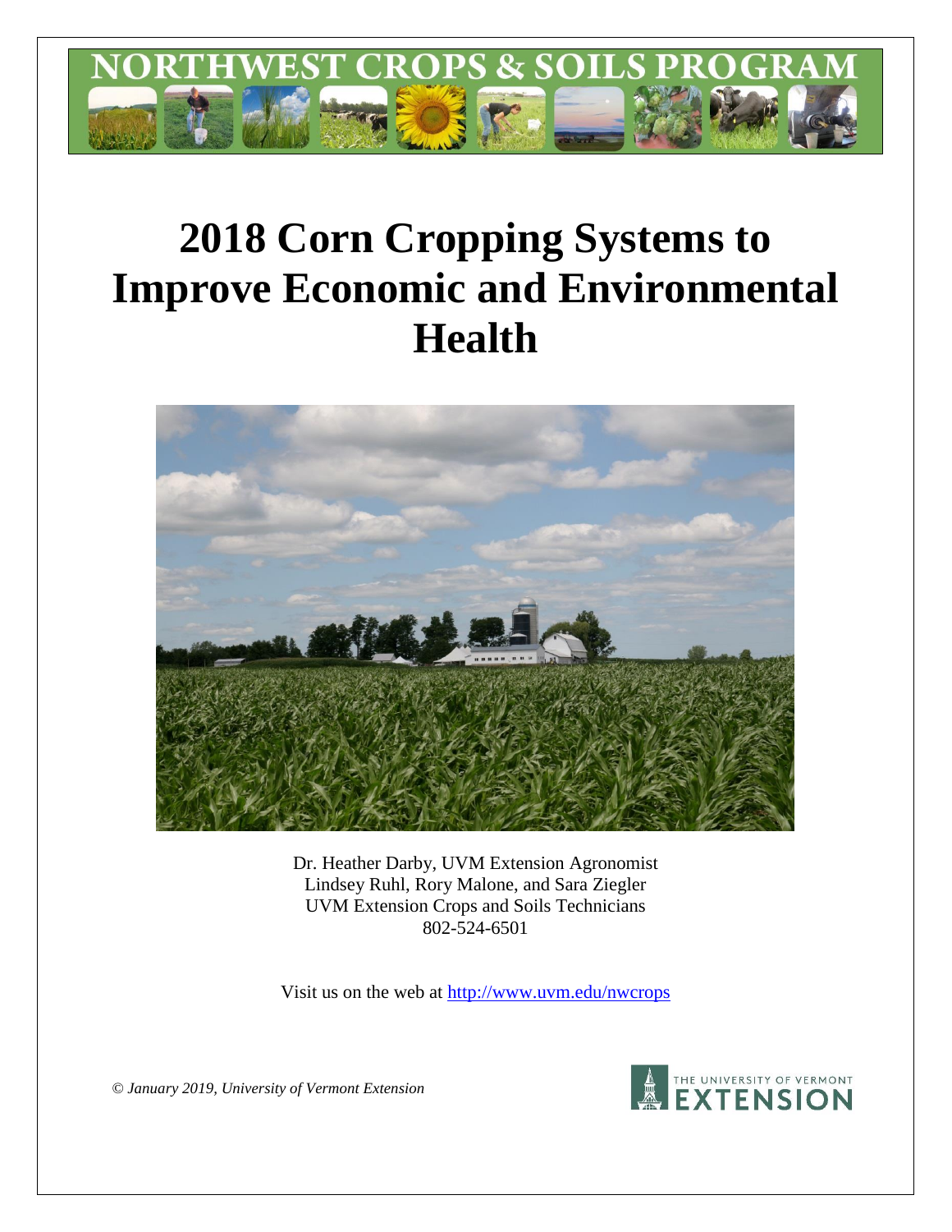# 2018 Corn Cropping Systems to Improve Economic and Environmental Health

Dr. Heather Darby, UVM Extension Agronomist
Lindsey Ruhl, Rory Malone, and Sara Ziegler
UVM Extension Crops and Soils Technicians
802-524-6501

Visit us on the web at http://www.uvm.edu/nwcrops

*© January 2019, University of Vermont Extension*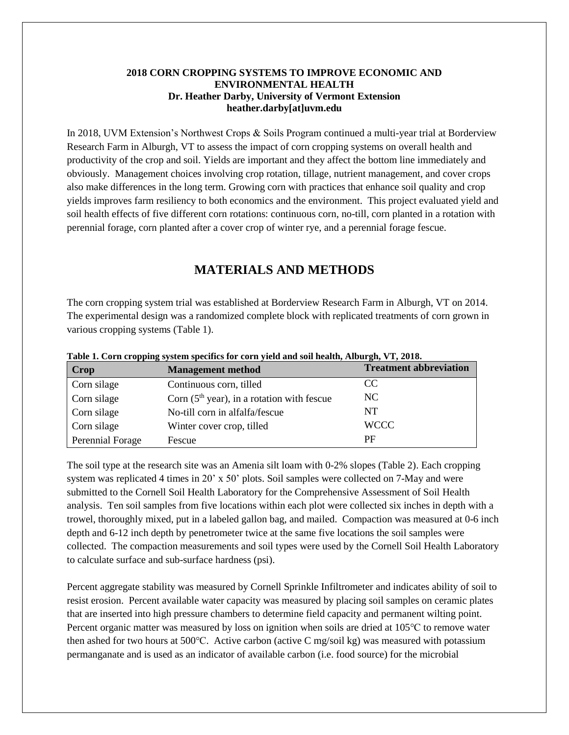**2018 CORN CROPPING SYSTEMS TO IMPROVE ECONOMIC AND ENVIRONMENTAL HEALTH**
**Dr. Heather Darby, University of Vermont Extension**
**heather.darby[at]uvm.edu**

In 2018, UVM Extension's Northwest Crops & Soils Program continued a multi-year trial at Borderview Research Farm in Alburgh, VT to assess the impact of corn cropping systems on overall health and productivity of the crop and soil. Yields are important and they affect the bottom line immediately and obviously. Management choices involving crop rotation, tillage, nutrient management, and cover crops also make differences in the long term. Growing corn with practices that enhance soil quality and crop yields improves farm resiliency to both economics and the environment. This project evaluated yield and soil health effects of five different corn rotations: continuous corn, no-till, corn planted in a rotation with perennial forage, corn planted after a cover crop of winter rye, and a perennial forage fescue.

# MATERIALS AND METHODS

The corn cropping system trial was established at Borderview Research Farm in Alburgh, VT on 2014. The experimental design was a randomized complete block with replicated treatments of corn grown in various cropping systems (Table 1).

**Table 1. Corn cropping system specifics for corn yield and soil health, Alburgh, VT, 2018.**

| Crop | Management method | Treatment abbreviation |
|---|---|---|
| Corn silage | Continuous corn, tilled | CC |
| Corn silage | Corn (5th year), in a rotation with fescue | NC |
| Corn silage | No-till corn in alfalfa/fescue | NT |
| Corn silage | Winter cover crop, tilled | WCCC |
| Perennial Forage | Fescue | PF |

The soil type at the research site was an Amenia silt loam with 0-2% slopes (Table 2). Each cropping system was replicated 4 times in 20' x 50' plots. Soil samples were collected on 7-May and were submitted to the Cornell Soil Health Laboratory for the Comprehensive Assessment of Soil Health analysis. Ten soil samples from five locations within each plot were collected six inches in depth with a trowel, thoroughly mixed, put in a labeled gallon bag, and mailed. Compaction was measured at 0-6 inch depth and 6-12 inch depth by penetrometer twice at the same five locations the soil samples were collected. The compaction measurements and soil types were used by the Cornell Soil Health Laboratory to calculate surface and sub-surface hardness (psi).

Percent aggregate stability was measured by Cornell Sprinkle Infiltrometer and indicates ability of soil to resist erosion. Percent available water capacity was measured by placing soil samples on ceramic plates that are inserted into high pressure chambers to determine field capacity and permanent wilting point. Percent organic matter was measured by loss on ignition when soils are dried at 105°C to remove water then ashed for two hours at 500°C. Active carbon (active C mg/soil kg) was measured with potassium permanganate and is used as an indicator of available carbon (i.e. food source) for the microbial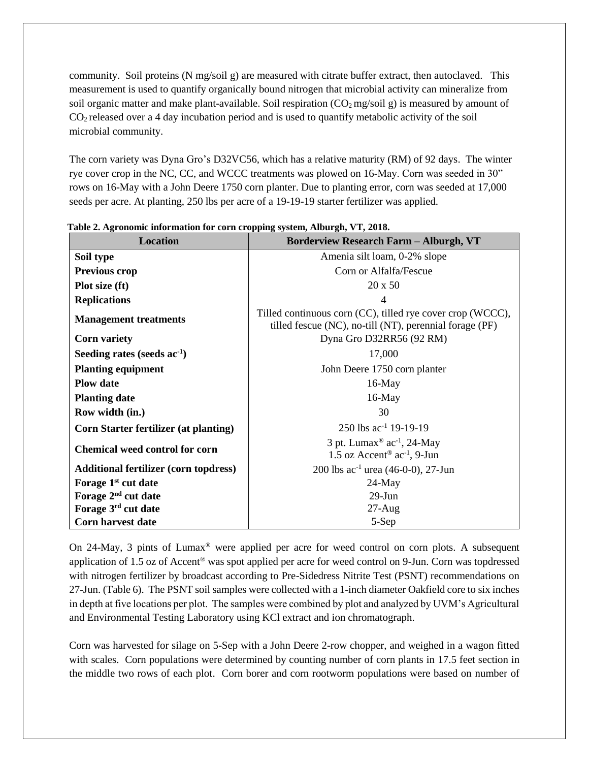community. Soil proteins (N mg/soil g) are measured with citrate buffer extract, then autoclaved. This measurement is used to quantify organically bound nitrogen that microbial activity can mineralize from soil organic matter and make plant-available. Soil respiration ($CO_2$ mg/soil g) is measured by amount of $CO_2$ released over a 4 day incubation period and is used to quantify metabolic activity of the soil microbial community.

The corn variety was Dyna Gro's D32VC56, which has a relative maturity (RM) of 92 days. The winter rye cover crop in the NC, CC, and WCCC treatments was plowed on 16-May. Corn was seeded in 30" rows on 16-May with a John Deere 1750 corn planter. Due to planting error, corn was seeded at 17,000 seeds per acre. At planting, 250 lbs per acre of a 19-19-19 starter fertilizer was applied.

**Table 2. Agronomic information for corn cropping system, Alburgh, VT, 2018.**

| Location | Borderview Research Farm – Alburgh, VT |
|---|---|
| **Soil type** | Amenia silt loam, 0-2% slope |
| **Previous crop** | Corn or Alfalfa/Fescue |
| **Plot size (ft)** | 20 x 50 |
| **Replications** | 4 |
| **Management treatments** | Tilled continuous corn (CC), tilled rye cover crop (WCCC), tilled fescue (NC), no-till (NT), perennial forage (PF) |
| **Corn variety** | Dyna Gro D32RR56 (92 RM) |
| **Seeding rates (seeds $ac^{-1}$)** | 17,000 |
| **Planting equipment** | John Deere 1750 corn planter |
| **Plow date** | 16-May |
| **Planting date** | 16-May |
| **Row width (in.)** | 30 |
| **Corn Starter fertilizer (at planting)** | 250 lbs $ac^{-1}$ 19-19-19 |
| **Chemical weed control for corn** | 3 pt. Lumax® $ac^{-1}$, 24-May<br>1.5 oz Accent® $ac^{-1}$, 9-Jun |
| **Additional fertilizer (corn topdress)** | 200 lbs $ac^{-1}$ urea (46-0-0), 27-Jun |
| **Forage 1st cut date** | 24-May |
| **Forage 2nd cut date** | 29-Jun |
| **Forage 3rd cut date** | 27-Aug |
| **Corn harvest date** | 5-Sep |

On 24-May, 3 pints of Lumax® were applied per acre for weed control on corn plots. A subsequent application of 1.5 oz of Accent® was spot applied per acre for weed control on 9-Jun. Corn was topdressed with nitrogen fertilizer by broadcast according to Pre-Sidedress Nitrite Test (PSNT) recommendations on 27-Jun. (Table 6). The PSNT soil samples were collected with a 1-inch diameter Oakfield core to six inches in depth at five locations per plot. The samples were combined by plot and analyzed by UVM's Agricultural and Environmental Testing Laboratory using KCl extract and ion chromatograph.

Corn was harvested for silage on 5-Sep with a John Deere 2-row chopper, and weighed in a wagon fitted with scales. Corn populations were determined by counting number of corn plants in 17.5 feet section in the middle two rows of each plot. Corn borer and corn rootworm populations were based on number of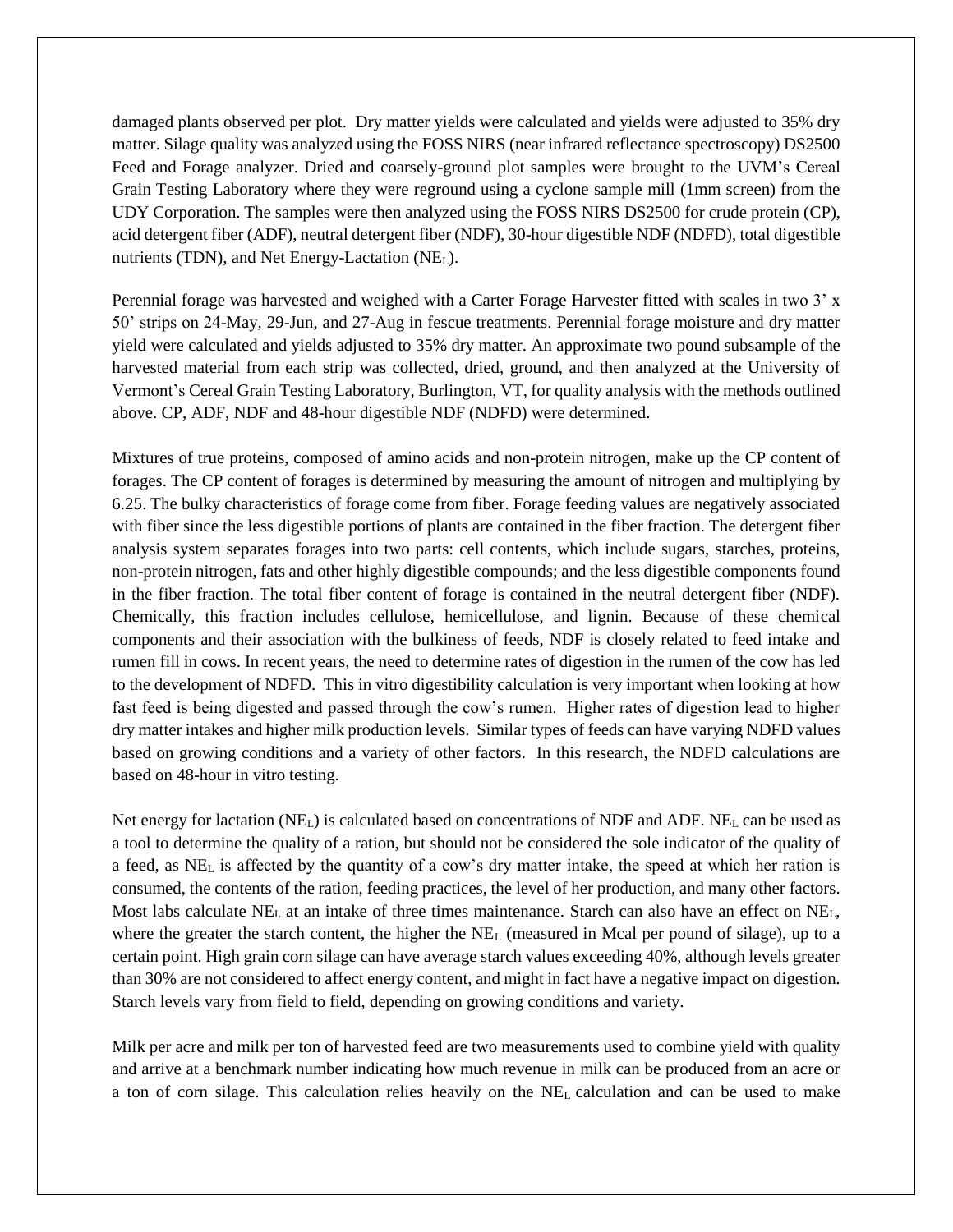damaged plants observed per plot. Dry matter yields were calculated and yields were adjusted to 35% dry matter. Silage quality was analyzed using the FOSS NIRS (near infrared reflectance spectroscopy) DS2500 Feed and Forage analyzer. Dried and coarsely-ground plot samples were brought to the UVM's Cereal Grain Testing Laboratory where they were reground using a cyclone sample mill (1mm screen) from the UDY Corporation. The samples were then analyzed using the FOSS NIRS DS2500 for crude protein (CP), acid detergent fiber (ADF), neutral detergent fiber (NDF), 30-hour digestible NDF (NDFD), total digestible nutrients (TDN), and Net Energy-Lactation ($NE_L$).

Perennial forage was harvested and weighed with a Carter Forage Harvester fitted with scales in two 3' x 50' strips on 24-May, 29-Jun, and 27-Aug in fescue treatments. Perennial forage moisture and dry matter yield were calculated and yields adjusted to 35% dry matter. An approximate two pound subsample of the harvested material from each strip was collected, dried, ground, and then analyzed at the University of Vermont's Cereal Grain Testing Laboratory, Burlington, VT, for quality analysis with the methods outlined above. CP, ADF, NDF and 48-hour digestible NDF (NDFD) were determined.

Mixtures of true proteins, composed of amino acids and non-protein nitrogen, make up the CP content of forages. The CP content of forages is determined by measuring the amount of nitrogen and multiplying by 6.25. The bulky characteristics of forage come from fiber. Forage feeding values are negatively associated with fiber since the less digestible portions of plants are contained in the fiber fraction. The detergent fiber analysis system separates forages into two parts: cell contents, which include sugars, starches, proteins, non-protein nitrogen, fats and other highly digestible compounds; and the less digestible components found in the fiber fraction. The total fiber content of forage is contained in the neutral detergent fiber (NDF). Chemically, this fraction includes cellulose, hemicellulose, and lignin. Because of these chemical components and their association with the bulkiness of feeds, NDF is closely related to feed intake and rumen fill in cows. In recent years, the need to determine rates of digestion in the rumen of the cow has led to the development of NDFD. This in vitro digestibility calculation is very important when looking at how fast feed is being digested and passed through the cow's rumen. Higher rates of digestion lead to higher dry matter intakes and higher milk production levels. Similar types of feeds can have varying NDFD values based on growing conditions and a variety of other factors. In this research, the NDFD calculations are based on 48-hour in vitro testing.

Net energy for lactation ($NE_L$) is calculated based on concentrations of NDF and ADF. $NE_L$ can be used as a tool to determine the quality of a ration, but should not be considered the sole indicator of the quality of a feed, as $NE_L$ is affected by the quantity of a cow's dry matter intake, the speed at which her ration is consumed, the contents of the ration, feeding practices, the level of her production, and many other factors. Most labs calculate $NE_L$ at an intake of three times maintenance. Starch can also have an effect on $NE_L$, where the greater the starch content, the higher the $NE_L$ (measured in Mcal per pound of silage), up to a certain point. High grain corn silage can have average starch values exceeding 40%, although levels greater than 30% are not considered to affect energy content, and might in fact have a negative impact on digestion. Starch levels vary from field to field, depending on growing conditions and variety.

Milk per acre and milk per ton of harvested feed are two measurements used to combine yield with quality and arrive at a benchmark number indicating how much revenue in milk can be produced from an acre or a ton of corn silage. This calculation relies heavily on the $NE_L$ calculation and can be used to make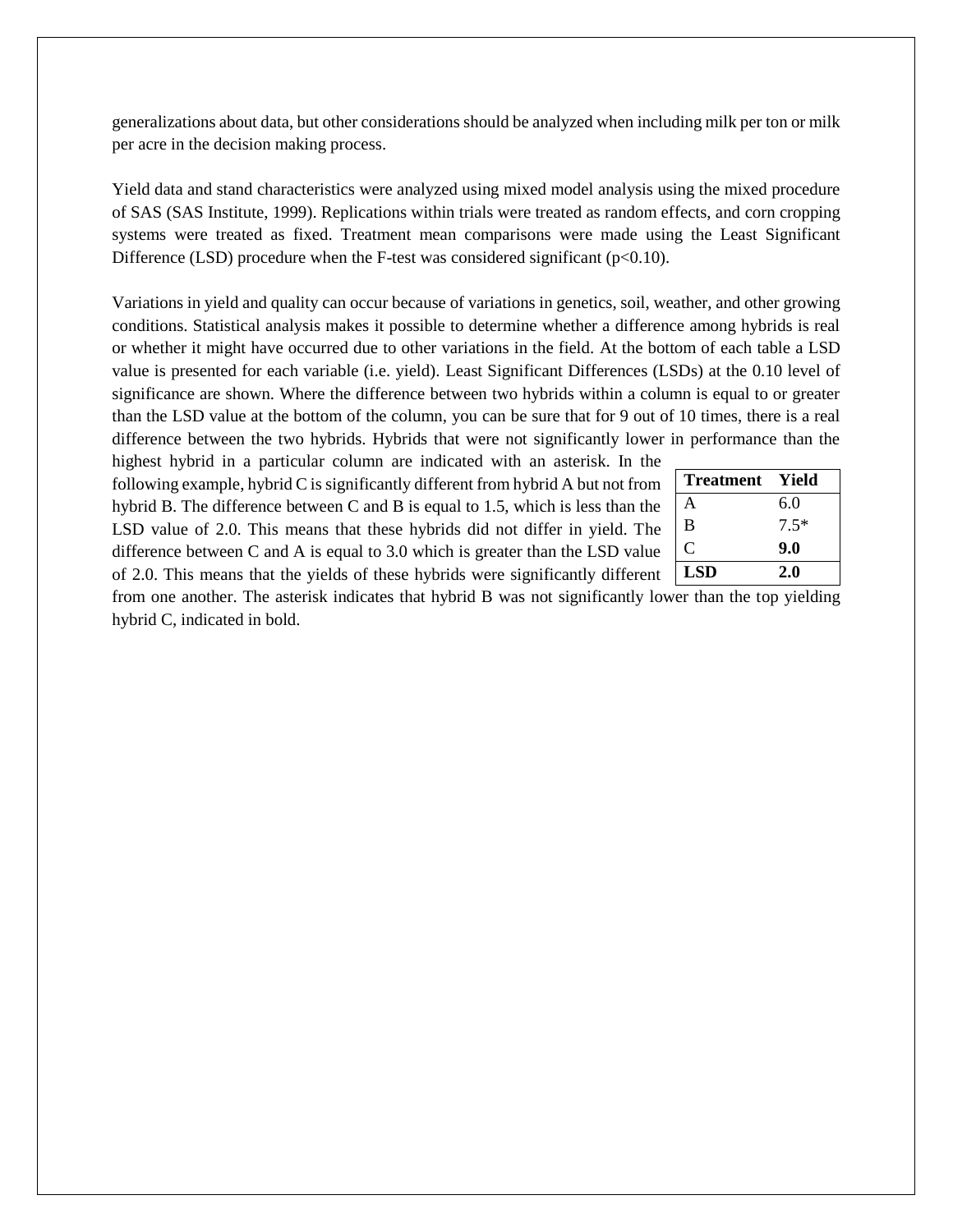generalizations about data, but other considerations should be analyzed when including milk per ton or milk per acre in the decision making process.

Yield data and stand characteristics were analyzed using mixed model analysis using the mixed procedure of SAS (SAS Institute, 1999). Replications within trials were treated as random effects, and corn cropping systems were treated as fixed. Treatment mean comparisons were made using the Least Significant Difference (LSD) procedure when the F-test was considered significant ($p<0.10$).

Variations in yield and quality can occur because of variations in genetics, soil, weather, and other growing conditions. Statistical analysis makes it possible to determine whether a difference among hybrids is real or whether it might have occurred due to other variations in the field. At the bottom of each table a LSD value is presented for each variable (i.e. yield). Least Significant Differences (LSDs) at the 0.10 level of significance are shown. Where the difference between two hybrids within a column is equal to or greater than the LSD value at the bottom of the column, you can be sure that for 9 out of 10 times, there is a real difference between the two hybrids. Hybrids that were not significantly lower in performance than the highest hybrid in a particular column are indicated with an asterisk. In the following example, hybrid C is significantly different from hybrid A but not from hybrid B. The difference between C and B is equal to 1.5, which is less than the LSD value of 2.0. This means that these hybrids did not differ in yield. The difference between C and A is equal to 3.0 which is greater than the LSD value of 2.0. This means that the yields of these hybrids were significantly different from one another. The asterisk indicates that hybrid B was not significantly lower than the top yielding hybrid C, indicated in bold.

| Treatment | Yield |
|---|---|
| A | 6.0 |
| B | 7.5* |
| C | **9.0** |
| **LSD** | **2.0** |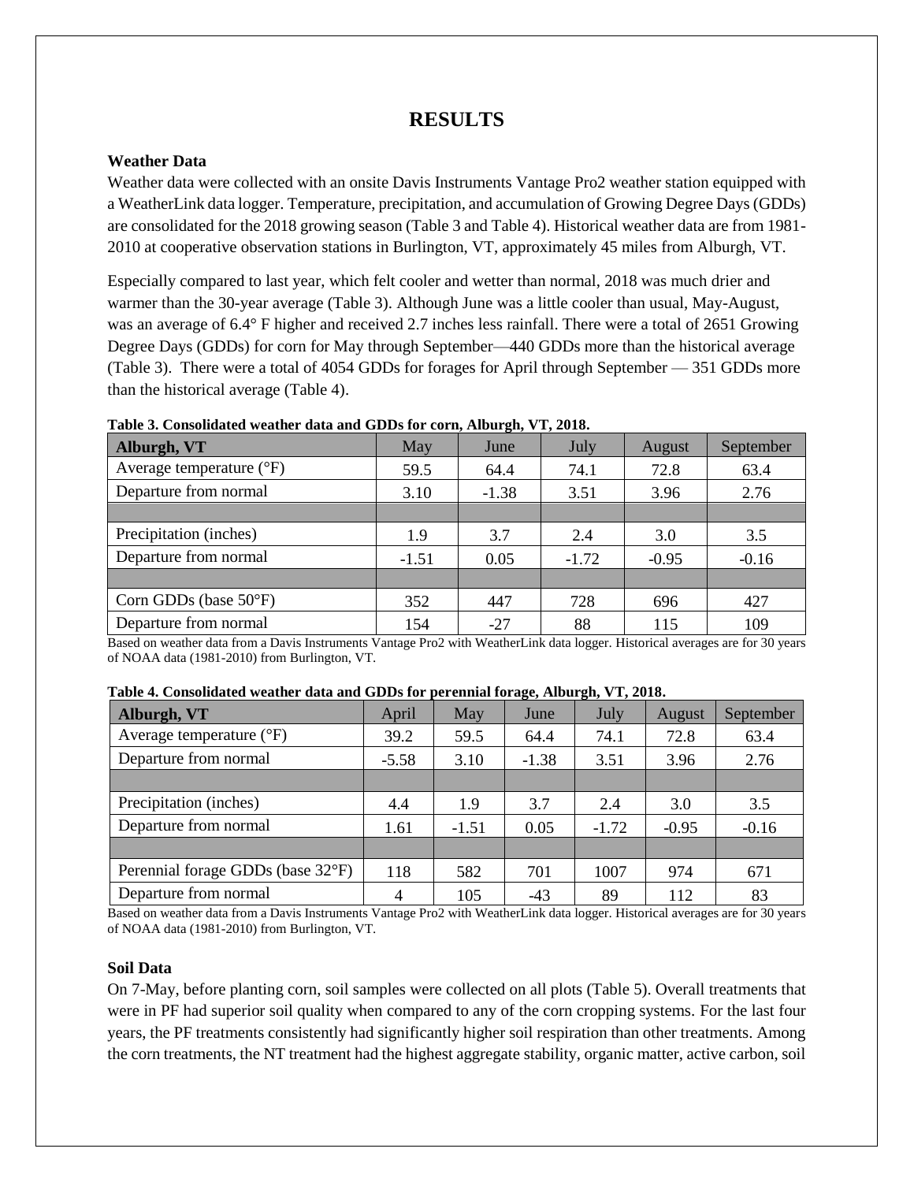# RESULTS

### Weather Data

Weather data were collected with an onsite Davis Instruments Vantage Pro2 weather station equipped with a WeatherLink data logger. Temperature, precipitation, and accumulation of Growing Degree Days (GDDs) are consolidated for the 2018 growing season (Table 3 and Table 4). Historical weather data are from 1981-2010 at cooperative observation stations in Burlington, VT, approximately 45 miles from Alburgh, VT.

Especially compared to last year, which felt cooler and wetter than normal, 2018 was much drier and warmer than the 30-year average (Table 3). Although June was a little cooler than usual, May-August, was an average of 6.4° F higher and received 2.7 inches less rainfall. There were a total of 2651 Growing Degree Days (GDDs) for corn for May through September—440 GDDs more than the historical average (Table 3). There were a total of 4054 GDDs for forages for April through September — 351 GDDs more than the historical average (Table 4).

**Table 3. Consolidated weather data and GDDs for corn, Alburgh, VT, 2018.**

| Alburgh, VT | May | June | July | August | September |
|---|---|---|---|---|---|
| Average temperature (°F) | 59.5 | 64.4 | 74.1 | 72.8 | 63.4 |
| Departure from normal | 3.10 | -1.38 | 3.51 | 3.96 | 2.76 |
| | | | | | |
| Precipitation (inches) | 1.9 | 3.7 | 2.4 | 3.0 | 3.5 |
| Departure from normal | -1.51 | 0.05 | -1.72 | -0.95 | -0.16 |
| | | | | | |
| Corn GDDs (base 50°F) | 352 | 447 | 728 | 696 | 427 |
| Departure from normal | 154 | -27 | 88 | 115 | 109 |

Based on weather data from a Davis Instruments Vantage Pro2 with WeatherLink data logger. Historical averages are for 30 years of NOAA data (1981-2010) from Burlington, VT.

**Table 4. Consolidated weather data and GDDs for perennial forage, Alburgh, VT, 2018.**

| Alburgh, VT | April | May | June | July | August | September |
|---|---|---|---|---|---|---|
| Average temperature (°F) | 39.2 | 59.5 | 64.4 | 74.1 | 72.8 | 63.4 |
| Departure from normal | -5.58 | 3.10 | -1.38 | 3.51 | 3.96 | 2.76 |
| | | | | | | |
| Precipitation (inches) | 4.4 | 1.9 | 3.7 | 2.4 | 3.0 | 3.5 |
| Departure from normal | 1.61 | -1.51 | 0.05 | -1.72 | -0.95 | -0.16 |
| | | | | | | |
| Perennial forage GDDs (base 32°F) | 118 | 582 | 701 | 1007 | 974 | 671 |
| Departure from normal | 4 | 105 | -43 | 89 | 112 | 83 |

Based on weather data from a Davis Instruments Vantage Pro2 with WeatherLink data logger. Historical averages are for 30 years of NOAA data (1981-2010) from Burlington, VT.

### Soil Data

On 7-May, before planting corn, soil samples were collected on all plots (Table 5). Overall treatments that were in PF had superior soil quality when compared to any of the corn cropping systems. For the last four years, the PF treatments consistently had significantly higher soil respiration than other treatments. Among the corn treatments, the NT treatment had the highest aggregate stability, organic matter, active carbon, soil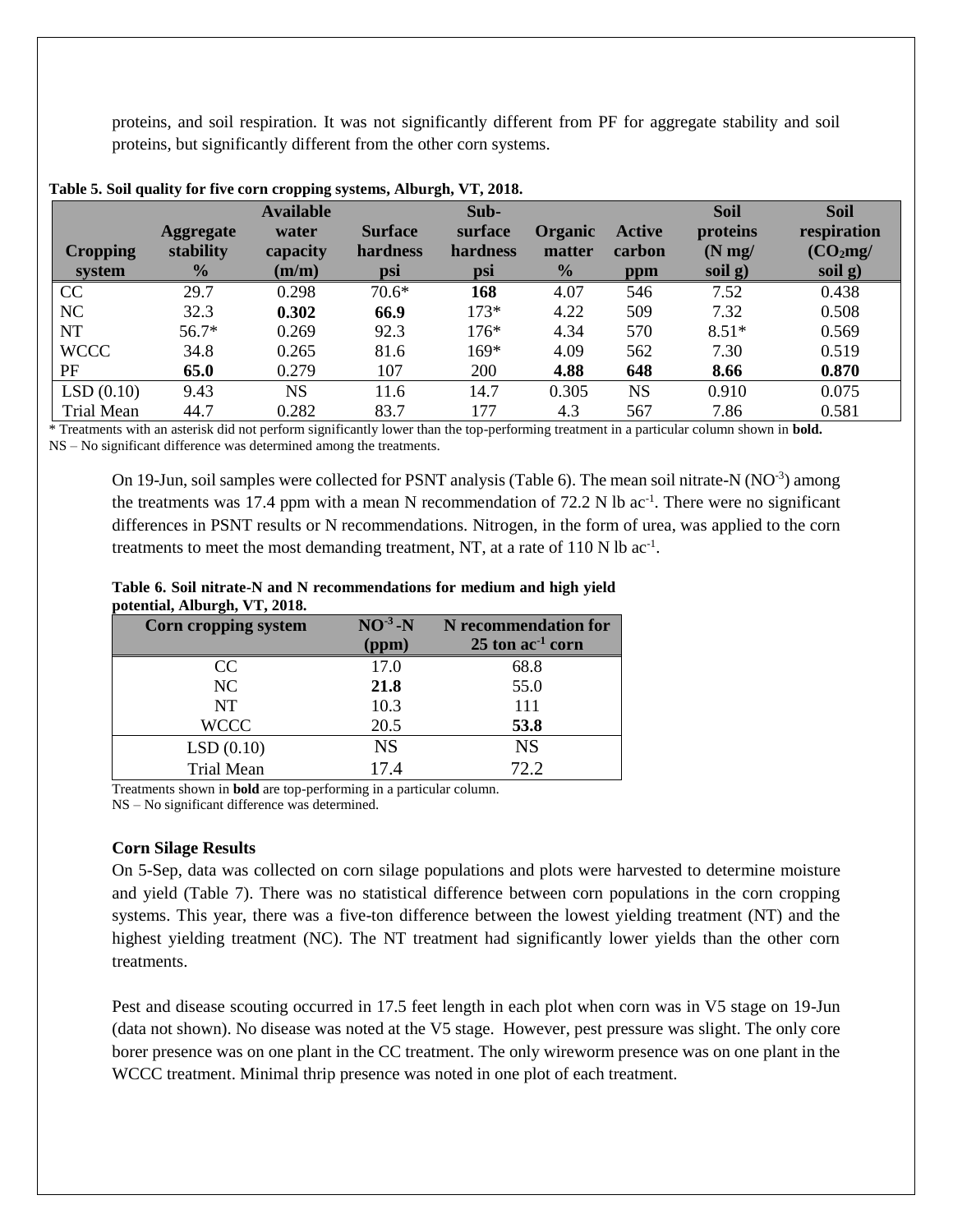proteins, and soil respiration. It was not significantly different from PF for aggregate stability and soil proteins, but significantly different from the other corn systems.

**Table 5. Soil quality for five corn cropping systems, Alburgh, VT, 2018.**

| Cropping system | Aggregate stability % | Available water capacity (m/m) | Surface hardness psi | Sub-surface hardness psi | Organic matter % | Active carbon ppm | Soil proteins (N mg/ soil g) | Soil respiration ($CO_2$mg/ soil g) |
|---|---|---|---|---|---|---|---|---|
| CC | 29.7 | 0.298 | 70.6* | **168** | 4.07 | 546 | 7.52 | 0.438 |
| NC | 32.3 | **0.302** | **66.9** | 173* | 4.22 | 509 | 7.32 | 0.508 |
| NT | 56.7* | 0.269 | 92.3 | 176* | 4.34 | 570 | 8.51* | 0.569 |
| WCCC | 34.8 | 0.265 | 81.6 | 169* | 4.09 | 562 | 7.30 | 0.519 |
| PF | **65.0** | 0.279 | 107 | 200 | **4.88** | **648** | **8.66** | **0.870** |
| LSD (0.10) | 9.43 | NS | 11.6 | 14.7 | 0.305 | NS | 0.910 | 0.075 |
| Trial Mean | 44.7 | 0.282 | 83.7 | 177 | 4.3 | 567 | 7.86 | 0.581 |

\* Treatments with an asterisk did not perform significantly lower than the top-performing treatment in a particular column shown in **bold.**
NS – No significant difference was determined among the treatments.

On 19-Jun, soil samples were collected for PSNT analysis (Table 6). The mean soil nitrate-N ($NO^{-3}$) among the treatments was 17.4 ppm with a mean N recommendation of 72.2 N lb ac$^{-1}$. There were no significant differences in PSNT results or N recommendations. Nitrogen, in the form of urea, was applied to the corn treatments to meet the most demanding treatment, NT, at a rate of 110 N lb ac$^{-1}$.

**Table 6. Soil nitrate-N and N recommendations for medium and high yield potential, Alburgh, VT, 2018.**

| Corn cropping system | $NO^{-3}$-N (ppm) | N recommendation for 25 ton ac$^{-1}$ corn |
|---|---|---|
| CC | 17.0 | 68.8 |
| NC | **21.8** | 55.0 |
| NT | 10.3 | 111 |
| WCCC | 20.5 | **53.8** |
| LSD (0.10) | NS | NS |
| Trial Mean | 17.4 | 72.2 |

Treatments shown in **bold** are top-performing in a particular column.
NS – No significant difference was determined.

### Corn Silage Results

On 5-Sep, data was collected on corn silage populations and plots were harvested to determine moisture and yield (Table 7). There was no statistical difference between corn populations in the corn cropping systems. This year, there was a five-ton difference between the lowest yielding treatment (NT) and the highest yielding treatment (NC). The NT treatment had significantly lower yields than the other corn treatments.

Pest and disease scouting occurred in 17.5 feet length in each plot when corn was in V5 stage on 19-Jun (data not shown). No disease was noted at the V5 stage. However, pest pressure was slight. The only core borer presence was on one plant in the CC treatment. The only wireworm presence was on one plant in the WCCC treatment. Minimal thrip presence was noted in one plot of each treatment.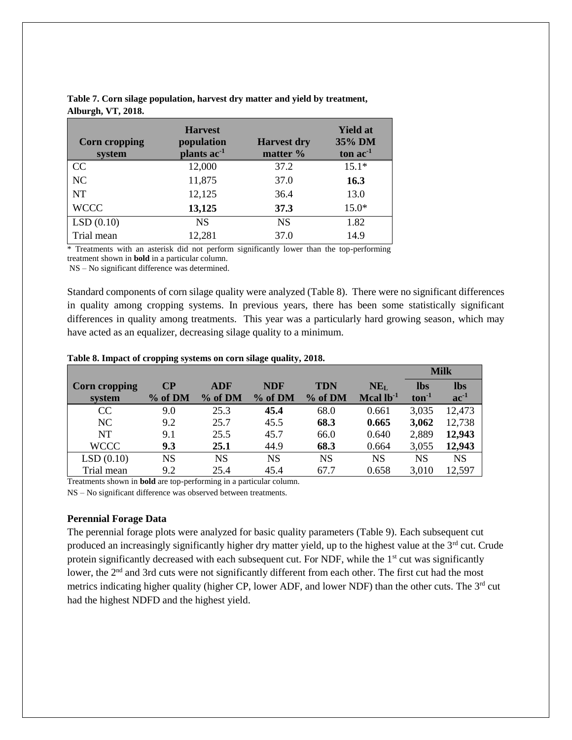**Table 7. Corn silage population, harvest dry matter and yield by treatment, Alburgh, VT, 2018.**

| Corn cropping system | Harvest population plants $ac^{-1}$ | Harvest dry matter % | Yield at 35% DM ton $ac^{-1}$ |
|---|---|---|---|
| CC | 12,000 | 37.2 | 15.1* |
| NC | 11,875 | 37.0 | **16.3** |
| NT | 12,125 | 36.4 | 13.0 |
| WCCC | **13,125** | **37.3** | 15.0* |
| LSD (0.10) | NS | NS | 1.82 |
| Trial mean | 12,281 | 37.0 | 14.9 |

* Treatments with an asterisk did not perform significantly lower than the top-performing treatment shown in **bold** in a particular column.
NS – No significant difference was determined.

Standard components of corn silage quality were analyzed (Table 8). There were no significant differences in quality among cropping systems. In previous years, there has been some statistically significant differences in quality among treatments. This year was a particularly hard growing season, which may have acted as an equalizer, decreasing silage quality to a minimum.

**Table 8. Impact of cropping systems on corn silage quality, 2018.**

| Corn cropping system | CP % of DM | ADF % of DM | NDF % of DM | TDN % of DM | $NE_L$ Mcal $lb^{-1}$ | Milk lbs $ton^{-1}$ | Milk lbs $ac^{-1}$ |
|---|---|---|---|---|---|---|---|
| CC | 9.0 | 25.3 | **45.4** | 68.0 | 0.661 | 3,035 | 12,473 |
| NC | 9.2 | 25.7 | 45.5 | **68.3** | **0.665** | **3,062** | 12,738 |
| NT | 9.1 | 25.5 | 45.7 | 66.0 | 0.640 | 2,889 | **12,943** |
| WCCC | **9.3** | **25.1** | 44.9 | **68.3** | 0.664 | 3,055 | **12,943** |
| LSD (0.10) | NS | NS | NS | NS | NS | NS | NS |
| Trial mean | 9.2 | 25.4 | 45.4 | 67.7 | 0.658 | 3,010 | 12,597 |

Treatments shown in **bold** are top-performing in a particular column.
NS – No significant difference was observed between treatments.

### Perennial Forage Data

The perennial forage plots were analyzed for basic quality parameters (Table 9). Each subsequent cut produced an increasingly significantly higher dry matter yield, up to the highest value at the 3rd cut. Crude protein significantly decreased with each subsequent cut. For NDF, while the 1st cut was significantly lower, the 2nd and 3rd cuts were not significantly different from each other. The first cut had the most metrics indicating higher quality (higher CP, lower ADF, and lower NDF) than the other cuts. The 3rd cut had the highest NDFD and the highest yield.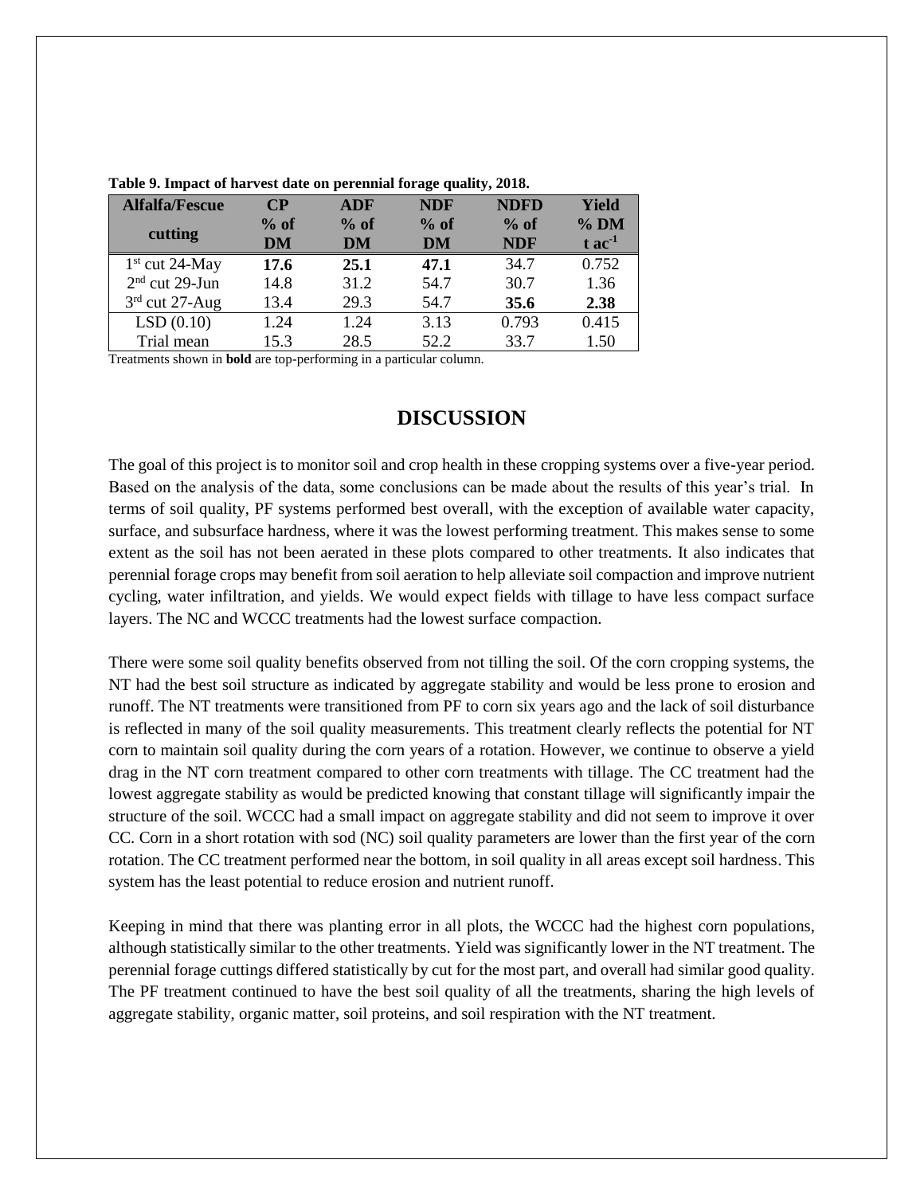**Table 9. Impact of harvest date on perennial forage quality, 2018.**

| Alfalfa/Fescue cutting | CP % of DM | ADF % of DM | NDF % of DM | NDFD % of NDF | Yield % DM t ac$^{-1}$ |
|---|---|---|---|---|---|
| 1st cut 24-May | **17.6** | **25.1** | **47.1** | 34.7 | 0.752 |
| 2nd cut 29-Jun | 14.8 | 31.2 | 54.7 | 30.7 | 1.36 |
| 3rd cut 27-Aug | 13.4 | 29.3 | 54.7 | **35.6** | **2.38** |
| LSD (0.10) | 1.24 | 1.24 | 3.13 | 0.793 | 0.415 |
| Trial mean | 15.3 | 28.5 | 52.2 | 33.7 | 1.50 |

Treatments shown in **bold** are top-performing in a particular column.

## DISCUSSION

The goal of this project is to monitor soil and crop health in these cropping systems over a five-year period. Based on the analysis of the data, some conclusions can be made about the results of this year's trial. In terms of soil quality, PF systems performed best overall, with the exception of available water capacity, surface, and subsurface hardness, where it was the lowest performing treatment. This makes sense to some extent as the soil has not been aerated in these plots compared to other treatments. It also indicates that perennial forage crops may benefit from soil aeration to help alleviate soil compaction and improve nutrient cycling, water infiltration, and yields. We would expect fields with tillage to have less compact surface layers. The NC and WCCC treatments had the lowest surface compaction.

There were some soil quality benefits observed from not tilling the soil. Of the corn cropping systems, the NT had the best soil structure as indicated by aggregate stability and would be less prone to erosion and runoff. The NT treatments were transitioned from PF to corn six years ago and the lack of soil disturbance is reflected in many of the soil quality measurements. This treatment clearly reflects the potential for NT corn to maintain soil quality during the corn years of a rotation. However, we continue to observe a yield drag in the NT corn treatment compared to other corn treatments with tillage. The CC treatment had the lowest aggregate stability as would be predicted knowing that constant tillage will significantly impair the structure of the soil. WCCC had a small impact on aggregate stability and did not seem to improve it over CC. Corn in a short rotation with sod (NC) soil quality parameters are lower than the first year of the corn rotation. The CC treatment performed near the bottom, in soil quality in all areas except soil hardness. This system has the least potential to reduce erosion and nutrient runoff.

Keeping in mind that there was planting error in all plots, the WCCC had the highest corn populations, although statistically similar to the other treatments. Yield was significantly lower in the NT treatment. The perennial forage cuttings differed statistically by cut for the most part, and overall had similar good quality. The PF treatment continued to have the best soil quality of all the treatments, sharing the high levels of aggregate stability, organic matter, soil proteins, and soil respiration with the NT treatment.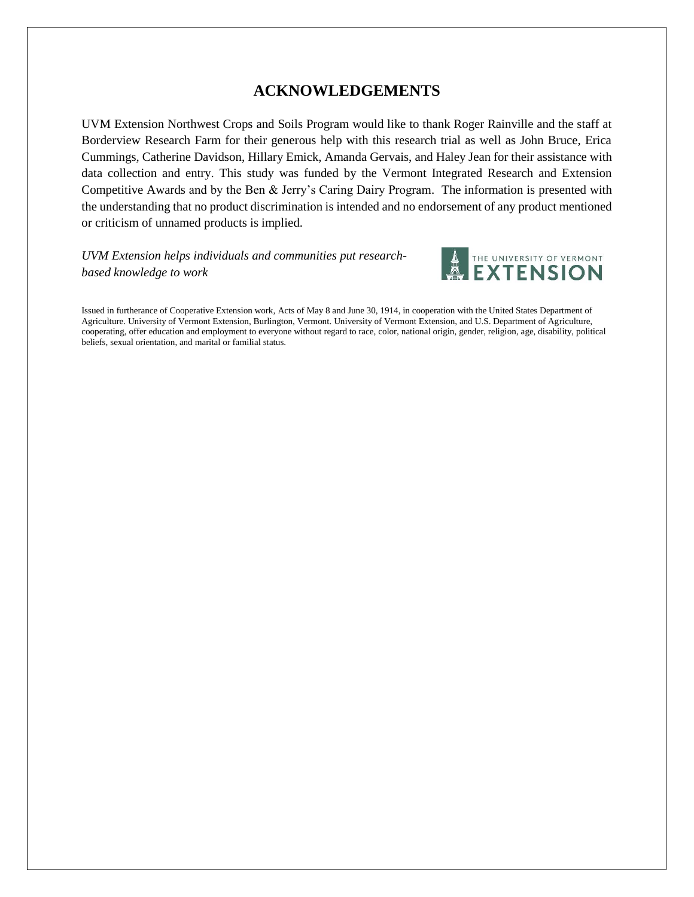## ACKNOWLEDGEMENTS

UVM Extension Northwest Crops and Soils Program would like to thank Roger Rainville and the staff at Borderview Research Farm for their generous help with this research trial as well as John Bruce, Erica Cummings, Catherine Davidson, Hillary Emick, Amanda Gervais, and Haley Jean for their assistance with data collection and entry. This study was funded by the Vermont Integrated Research and Extension Competitive Awards and by the Ben & Jerry's Caring Dairy Program. The information is presented with the understanding that no product discrimination is intended and no endorsement of any product mentioned or criticism of unnamed products is implied.

*UVM Extension helps individuals and communities put research-based knowledge to work*

THE UNIVERSITY OF VERMONT EXTENSION

Issued in furtherance of Cooperative Extension work, Acts of May 8 and June 30, 1914, in cooperation with the United States Department of Agriculture. University of Vermont Extension, Burlington, Vermont. University of Vermont Extension, and U.S. Department of Agriculture, cooperating, offer education and employment to everyone without regard to race, color, national origin, gender, religion, age, disability, political beliefs, sexual orientation, and marital or familial status.